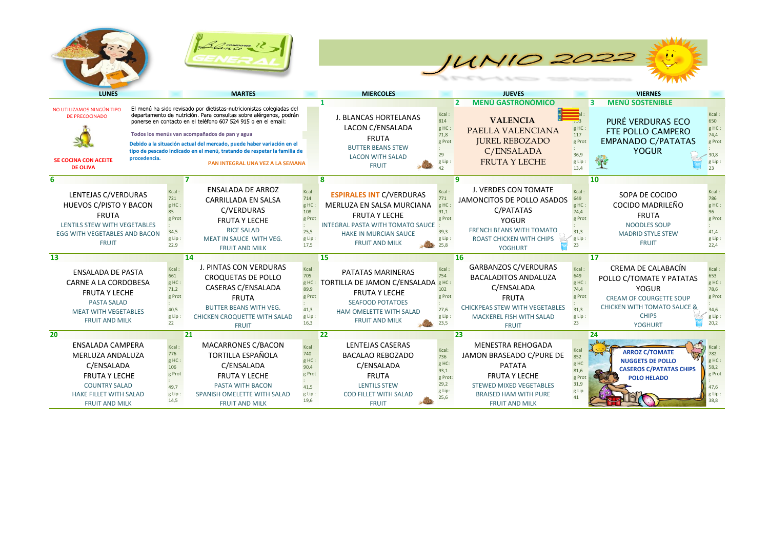# JUNIO 2022

| LUNES | MARTES | MIERCOLES | JUEVES | VIERNES |
|---|---|---|---|---|
| NO UTILIZAMOS NINGÚN TIPO DE PRECOCINADO<br><br>**SE COCINA CON ACEITE DE OLIVA** | El menú ha sido revisado por dietistas-nutricionistas colegiadas del departamento de nutrición. Para consultas sobre alérgenos, podrán ponerse en contacto en el teléfono 607 524 915 o en el email:<br>**Todos los menús van acompañados de pan y agua**<br>**Debido a la situación actual del mercado, puede haber variación en el tipo de pescado indicado en el menú, tratando de respetar la familia de procedencia.**<br>**PAN INTEGRAL UNA VEZ A LA SEMANA** | **1**<br>J. BLANCAS HORTELANAS<br>LACON C/ENSALADA<br>FRUTA<br>BUTTER BEANS STEW<br>LACON WITH SALAD<br>FRUIT<br>Kcal : 814<br>g HC : 71,8<br>g Prot : 29<br>g Lip : 42 | **2 MENÚ GASTRONÓMICO**<br>**VALENCIA**<br>PAELLA VALENCIANA<br>JUREL REBOZADO C/ENSALADA<br>FRUTA Y LECHE<br>Kcal : 753<br>g HC : 117<br>g Prot : 36,9<br>g Lip : 13,4 | **3 MENÚ SOSTENIBLE**<br>PURÉ VERDURAS ECO<br>FTE POLLO CAMPERO<br>EMPANADO C/PATATAS<br>YOGUR<br>Kcal : 650<br>g HC : 74,4<br>g Prot : 30,8<br>g Lip : 23 |
| **6**<br>LENTEJAS C/VERDURAS<br>HUEVOS C/PISTO Y BACON<br>FRUTA<br>LENTILS STEW WITH VEGETABLES<br>EGG WITH VEGETABLES AND BACON<br>FRUIT<br>Kcal : 721<br>g HC : 85<br>g Prot : 34,5<br>g Lip : 22.9 | **7**<br>ENSALADA DE ARROZ<br>CARRILLADA EN SALSA C/VERDURAS<br>FRUTA Y LECHE<br>RICE SALAD<br>MEAT IN SAUCE WITH VEG.<br>FRUIT AND MILK<br>Kcal : 714<br>g HC : 108<br>g Prot : 25,5<br>g Lip : 17,5 | **8**<br>**ESPIRALES INT** C/VERDURAS<br>MERLUZA EN SALSA MURCIANA<br>FRUTA Y LECHE<br>INTEGRAL PASTA WITH TOMATO SAUCE<br>HAKE IN MURCIAN SAUCE<br>FRUIT AND MILK<br>Kcal : 771<br>g HC : 91,1<br>g Prot : 39,3<br>g Lip : 25,8 | **9**<br>J. VERDES CON TOMATE<br>JAMONCITOS DE POLLO ASADOS C/PATATAS<br>YOGUR<br>FRENCH BEANS WITH TOMATO<br>ROAST CHICKEN WITH CHIPS<br>YOGHURT<br>Kcal : 649<br>g HC : 74,4<br>g Prot : 31,3<br>g Lip : 23 | **10**<br>SOPA DE COCIDO<br>COCIDO MADRILEÑO<br>FRUTA<br>NOODLES SOUP<br>MADRID STYLE STEW<br>FRUIT<br>Kcal : 786<br>g HC : 96<br>g Prot : 41,4<br>g Lip : 22,4 |
| **13**<br>ENSALADA DE PASTA<br>CARNE A LA CORDOBESA<br>FRUTA Y LECHE<br>PASTA SALAD<br>MEAT WITH VEGETABLES<br>FRUIT AND MILK<br>Kcal : 661<br>g HC : 71,2<br>g Prot : 40,5<br>g Lip : 22 | **14**<br>J. PINTAS CON VERDURAS<br>CROQUETAS DE POLLO CASERAS C/ENSALADA<br>FRUTA<br>BUTTER BEANS WITH VEG.<br>CHICKEN CROQUETTE WITH SALAD<br>FRUIT<br>Kcal : 705<br>g HC : 89,9<br>g Prot : 41,3<br>g Lip : 16,3 | **15**<br>PATATAS MARINERAS<br>TORTILLA DE JAMON C/ENSALADA<br>FRUTA Y LECHE<br>SEAFOOD POTATOES<br>HAM OMELETTE WITH SALAD<br>FRUIT AND MILK<br>Kcal : 754<br>g HC : 102<br>g Prot : 27,6<br>g Lip : 23,5 | **16**<br>GARBANZOS C/VERDURAS<br>BACALADITOS ANDALUZA C/ENSALADA<br>FRUTA<br>CHICKPEAS STEW WITH VEGETABLES<br>MACKEREL FISH WITH SALAD<br>FRUIT<br>Kcal : 649<br>g HC : 74,4<br>g Prot : 31,3<br>g Lip : 23 | **17**<br>CREMA DE CALABACÍN<br>POLLO C/TOMATE Y PATATAS<br>YOGUR<br>CREAM OF COURGETTE SOUP<br>CHICKEN WITH TOMATO SAUCE & CHIPS<br>YOGHURT<br>Kcal : 653<br>g HC : 78,6<br>g Prot : 34,6<br>g Lip : 20,2 |
| **20**<br>ENSALADA CAMPERA<br>MERLUZA ANDALUZA C/ENSALADA<br>FRUTA Y LECHE<br>COUNTRY SALAD<br>HAKE FILLET WITH SALAD<br>FRUIT AND MILK<br>Kcal : 776<br>g HC : 106<br>g Prot : 49,7<br>g Lip : 14,5 | **21**<br>MACARRONES C/BACON<br>TORTILLA ESPAÑOLA C/ENSALADA<br>FRUTA Y LECHE<br>PASTA WITH BACON<br>SPANISH OMELETTE WITH SALAD<br>FRUIT AND MILK<br>Kcal : 740<br>g HC : 90,4<br>g Prot : 41,5<br>g Lip : 19,6 | **22**<br>LENTEJAS CASERAS<br>BACALAO REBOZADO C/ENSALADA<br>FRUTA<br>LENTILS STEW<br>COD FILLET WITH SALAD<br>FRUIT<br>Kcal: 736<br>g HC: 93,1<br>g Prot: 29,2<br>g Lip: 25,6 | **23**<br>MENESTRA REHOGADA<br>JAMON BRASEADO C/PURE DE PATATA<br>FRUTA Y LECHE<br>STEWED MIXED VEGETABLES<br>BRAISED HAM WITH PURE<br>FRUIT AND MILK<br>Kcal 852<br>g HC 81,6<br>g Prot 31,9<br>g Lip 41 | **24**<br>**ARROZ C/TOMATE**<br>**NUGGETS DE POLLO**<br>**CASEROS C/PATATAS CHIPS**<br>**POLO HELADO**<br>Kcal : 782<br>g HC : 58,2<br>g Prot : 47,6<br>g Lip : 38,8 |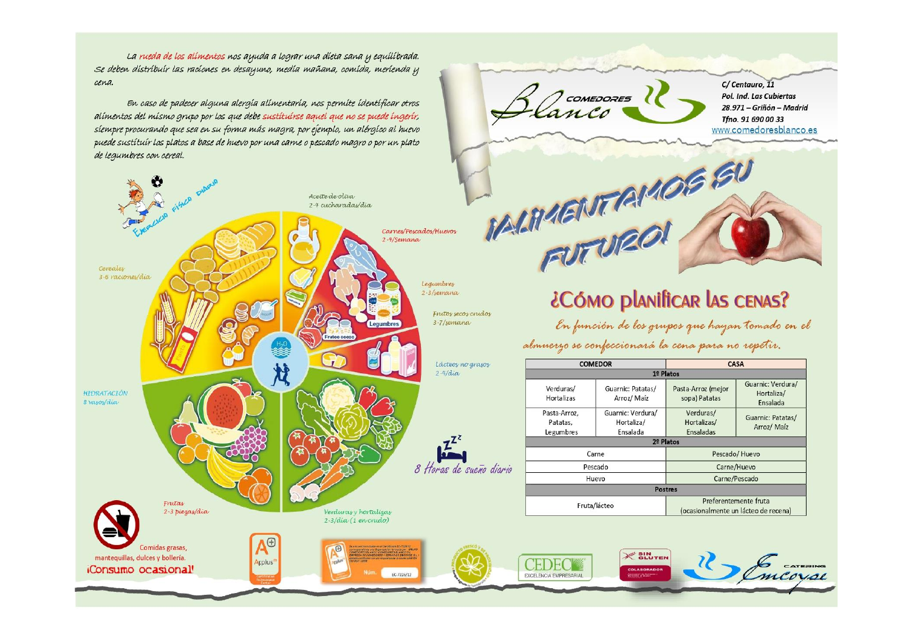La rueda de los alimentos nos ayuda a lograr una dieta sana y equilibrada. Se deben distribuir las raciones en desayuno, media mañana, comida, merienda y cena.

En caso de padecer alguna alergia alimentaria, nos permite identificar otros alimentos del mismo grupo por los que debe sustituirse aquel que no se puede ingerir, siempre procurando que sea en su forma más magra, por ejemplo, un alérgico al huevo puede sustituir los platos a base de huevo por una carne o pescado magro o por un plato de legumbres con cereal.

Ejercicio físico diario

Aceite de oliva
2-4 cucharadas/día

Carnes/Pescados/Huevos
2-4/Semana

Cereales
3-6 raciones/día

Legumbres
2-3/semana

Frutos secos crudos
3-7/semana

Lácteos no grasos
2-4/día

HIDRATACIÓN
8 vasos/día

8 Horas de sueño diario

Frutas
2-3 piezas/día

Verduras y hortalizas
2-3/día (1 en crudo)

Comidas grasas, mantequillas, dulces y bollería.
¡Consumo ocasional!

COMEDORES Blanco

C/ Centauro, 11
Pol. Ind. Las Cubiertas
28.971 – Griñón – Madrid
Tfno. 91 690 00 33
www.comedoresblanco.es

# ¡ALIMENTAMOS SU FUTURO!

## ¿Cómo planificar las cenas?

*En función de los grupos que hayan tomado en el almuerzo se confeccionará la cena para no repetir.*

| COMEDOR | | CASA | |
|---|---|---|---|
| 1º Platos | | | |
| Verduras/ Hortalizas | Guarnic: Patatas/ Arroz/ Maíz | Pasta-Arroz (mejor sopa) Patatas | Guarnic: Verdura/ Hortaliza/ Ensalada |
| Pasta-Arroz, Patatas, Legumbres | Guarnic: Verdura/ Hortaliza/ Ensalada | Verduras/ Hortalizas/ Ensaladas | Guarnic: Patatas/ Arroz/ Maíz |
| 2º Platos | | | |
| Carne | | Pescado/ Huevo | |
| Pescado | | Carne/Huevo | |
| Huevo | | Carne/Pescado | |
| Postres | | | |
| Fruta/lácteo | | Preferentemente fruta (ocasionalmente un lácteo de recena) | |

CATERING Emcoyal